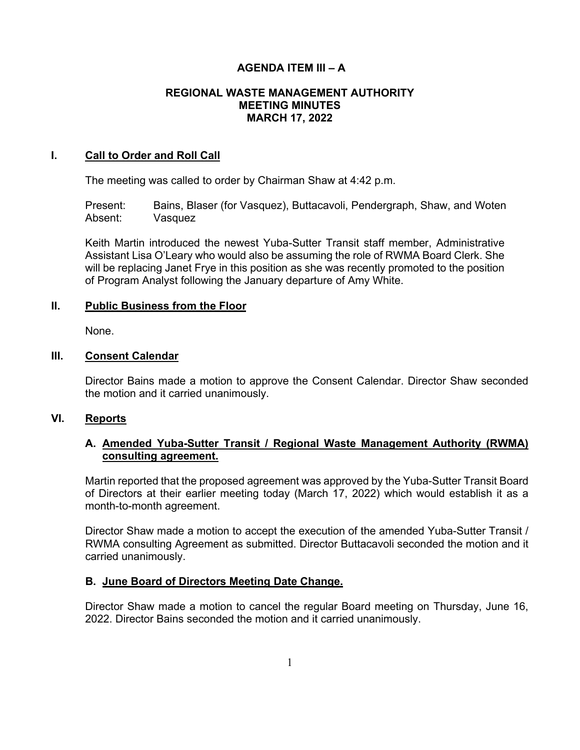**AGENDA ITEM III – A**

# REGIONAL WASTE MANAGEMENT AUTHORITY
# MEETING MINUTES
# MARCH 17, 2022

## I. Call to Order and Roll Call

The meeting was called to order by Chairman Shaw at 4:42 p.m.

Present: Bains, Blaser (for Vasquez), Buttacavoli, Pendergraph, Shaw, and Woten
Absent: Vasquez

Keith Martin introduced the newest Yuba-Sutter Transit staff member, Administrative Assistant Lisa O'Leary who would also be assuming the role of RWMA Board Clerk. She will be replacing Janet Frye in this position as she was recently promoted to the position of Program Analyst following the January departure of Amy White.

## II. Public Business from the Floor

None.

## III. Consent Calendar

Director Bains made a motion to approve the Consent Calendar. Director Shaw seconded the motion and it carried unanimously.

## VI. Reports

### A. Amended Yuba-Sutter Transit / Regional Waste Management Authority (RWMA) consulting agreement.

Martin reported that the proposed agreement was approved by the Yuba-Sutter Transit Board of Directors at their earlier meeting today (March 17, 2022) which would establish it as a month-to-month agreement.

Director Shaw made a motion to accept the execution of the amended Yuba-Sutter Transit / RWMA consulting Agreement as submitted. Director Buttacavoli seconded the motion and it carried unanimously.

### B. June Board of Directors Meeting Date Change.

Director Shaw made a motion to cancel the regular Board meeting on Thursday, June 16, 2022. Director Bains seconded the motion and it carried unanimously.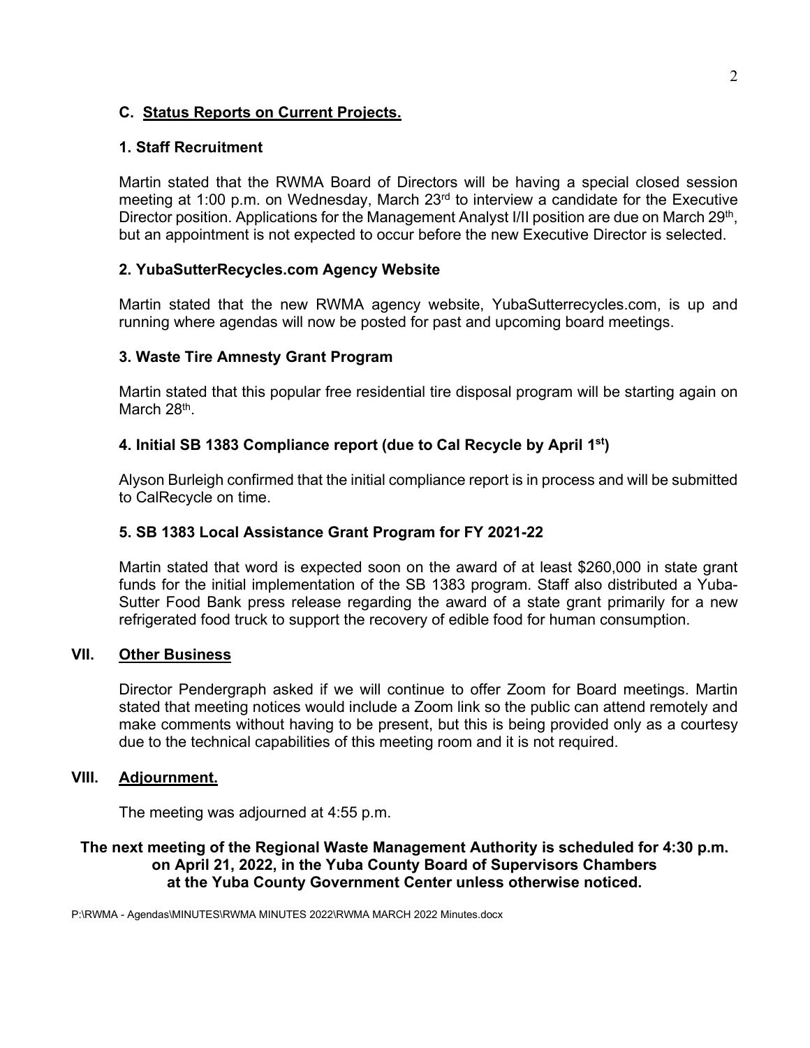## C. Status Reports on Current Projects.

### 1. Staff Recruitment

Martin stated that the RWMA Board of Directors will be having a special closed session meeting at 1:00 p.m. on Wednesday, March 23rd to interview a candidate for the Executive Director position. Applications for the Management Analyst I/II position are due on March 29th, but an appointment is not expected to occur before the new Executive Director is selected.

### 2. YubaSutterRecycles.com Agency Website

Martin stated that the new RWMA agency website, YubaSutterrecycles.com, is up and running where agendas will now be posted for past and upcoming board meetings.

### 3. Waste Tire Amnesty Grant Program

Martin stated that this popular free residential tire disposal program will be starting again on March 28th.

### 4. Initial SB 1383 Compliance report (due to Cal Recycle by April 1st)

Alyson Burleigh confirmed that the initial compliance report is in process and will be submitted to CalRecycle on time.

### 5. SB 1383 Local Assistance Grant Program for FY 2021-22

Martin stated that word is expected soon on the award of at least $260,000 in state grant funds for the initial implementation of the SB 1383 program. Staff also distributed a Yuba-Sutter Food Bank press release regarding the award of a state grant primarily for a new refrigerated food truck to support the recovery of edible food for human consumption.

## VII. Other Business

Director Pendergraph asked if we will continue to offer Zoom for Board meetings. Martin stated that meeting notices would include a Zoom link so the public can attend remotely and make comments without having to be present, but this is being provided only as a courtesy due to the technical capabilities of this meeting room and it is not required.

## VIII. Adjournment.

The meeting was adjourned at 4:55 p.m.

**The next meeting of the Regional Waste Management Authority is scheduled for 4:30 p.m. on April 21, 2022, in the Yuba County Board of Supervisors Chambers at the Yuba County Government Center unless otherwise noticed.**

P:\RWMA - Agendas\MINUTES\RWMA MINUTES 2022\RWMA MARCH 2022 Minutes.docx